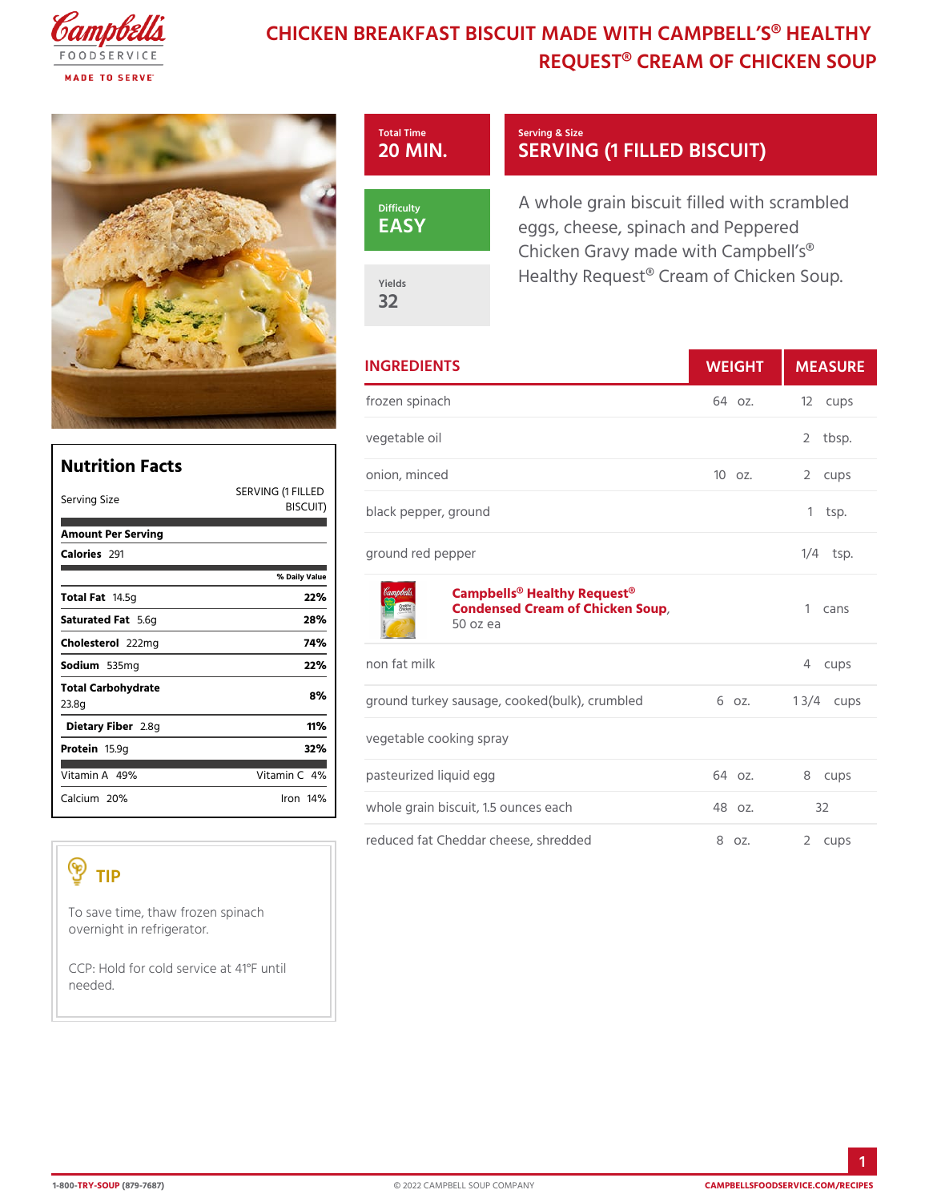# CHICKEN BREAKFAST BISCUIT MADE WITH CAMPBELL'S® HEALTHY REQUEST® CREAM OF CHICKEN SOUP

Total Time
**20 MIN.**

Serving & Size
**SERVING (1 FILLED BISCUIT)**

Difficulty
**EASY**

Yields
**32**

A whole grain biscuit filled with scrambled eggs, cheese, spinach and Peppered Chicken Gravy made with Campbell's® Healthy Request® Cream of Chicken Soup.

## INGREDIENTS

| INGREDIENTS | WEIGHT | MEASURE |
|---|---|---|
| frozen spinach | 64 oz. | 12 cups |
| vegetable oil | | 2 tbsp. |
| onion, minced | 10 oz. | 2 cups |
| black pepper, ground | | 1 tsp. |
| ground red pepper | | 1/4 tsp. |
| **Campbells® Healthy Request® Condensed Cream of Chicken Soup**, 50 oz ea | | 1 cans |
| non fat milk | | 4 cups |
| ground turkey sausage, cooked(bulk), crumbled | 6 oz. | 1 3/4 cups |
| vegetable cooking spray | | |
| pasteurized liquid egg | 64 oz. | 8 cups |
| whole grain biscuit, 1.5 ounces each | 48 oz. | 32 |
| reduced fat Cheddar cheese, shredded | 8 oz. | 2 cups |

## Nutrition Facts

| Serving Size | SERVING (1 FILLED BISCUIT) |
|---|---|
| **Amount Per Serving** | |
| **Calories** 291 | |
| | **% Daily Value** |
| **Total Fat** 14.5g | **22%** |
| **Saturated Fat** 5.6g | **28%** |
| **Cholesterol** 222mg | **74%** |
| **Sodium** 535mg | **22%** |
| **Total Carbohydrate** 23.8g | **8%** |
| **Dietary Fiber** 2.8g | **11%** |
| **Protein** 15.9g | **32%** |
| Vitamin A 49% | Vitamin C 4% |
| Calcium 20% | Iron 14% |

## TIP

To save time, thaw frozen spinach overnight in refrigerator.

CCP: Hold for cold service at 41°F until needed.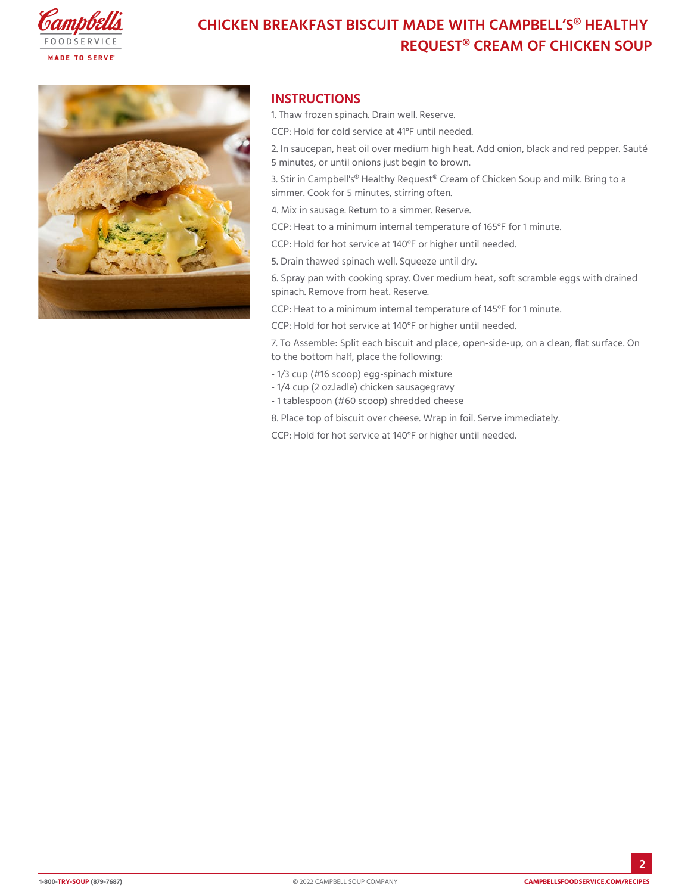# CHICKEN BREAKFAST BISCUIT MADE WITH CAMPBELL'S® HEALTHY REQUEST® CREAM OF CHICKEN SOUP

## INSTRUCTIONS

1. Thaw frozen spinach. Drain well. Reserve.

CCP: Hold for cold service at 41°F until needed.

2. In saucepan, heat oil over medium high heat. Add onion, black and red pepper. Sauté 5 minutes, or until onions just begin to brown.

3. Stir in Campbell's® Healthy Request® Cream of Chicken Soup and milk. Bring to a simmer. Cook for 5 minutes, stirring often.

4. Mix in sausage. Return to a simmer. Reserve.

CCP: Heat to a minimum internal temperature of 165°F for 1 minute.

CCP: Hold for hot service at 140°F or higher until needed.

5. Drain thawed spinach well. Squeeze until dry.

6. Spray pan with cooking spray. Over medium heat, soft scramble eggs with drained spinach. Remove from heat. Reserve.

CCP: Heat to a minimum internal temperature of 145°F for 1 minute.

CCP: Hold for hot service at 140°F or higher until needed.

7. To Assemble: Split each biscuit and place, open-side-up, on a clean, flat surface. On to the bottom half, place the following:

- 1/3 cup (#16 scoop) egg-spinach mixture
- 1/4 cup (2 oz.ladle) chicken sausagegravy
- 1 tablespoon (#60 scoop) shredded cheese

8. Place top of biscuit over cheese. Wrap in foil. Serve immediately.

CCP: Hold for hot service at 140°F or higher until needed.